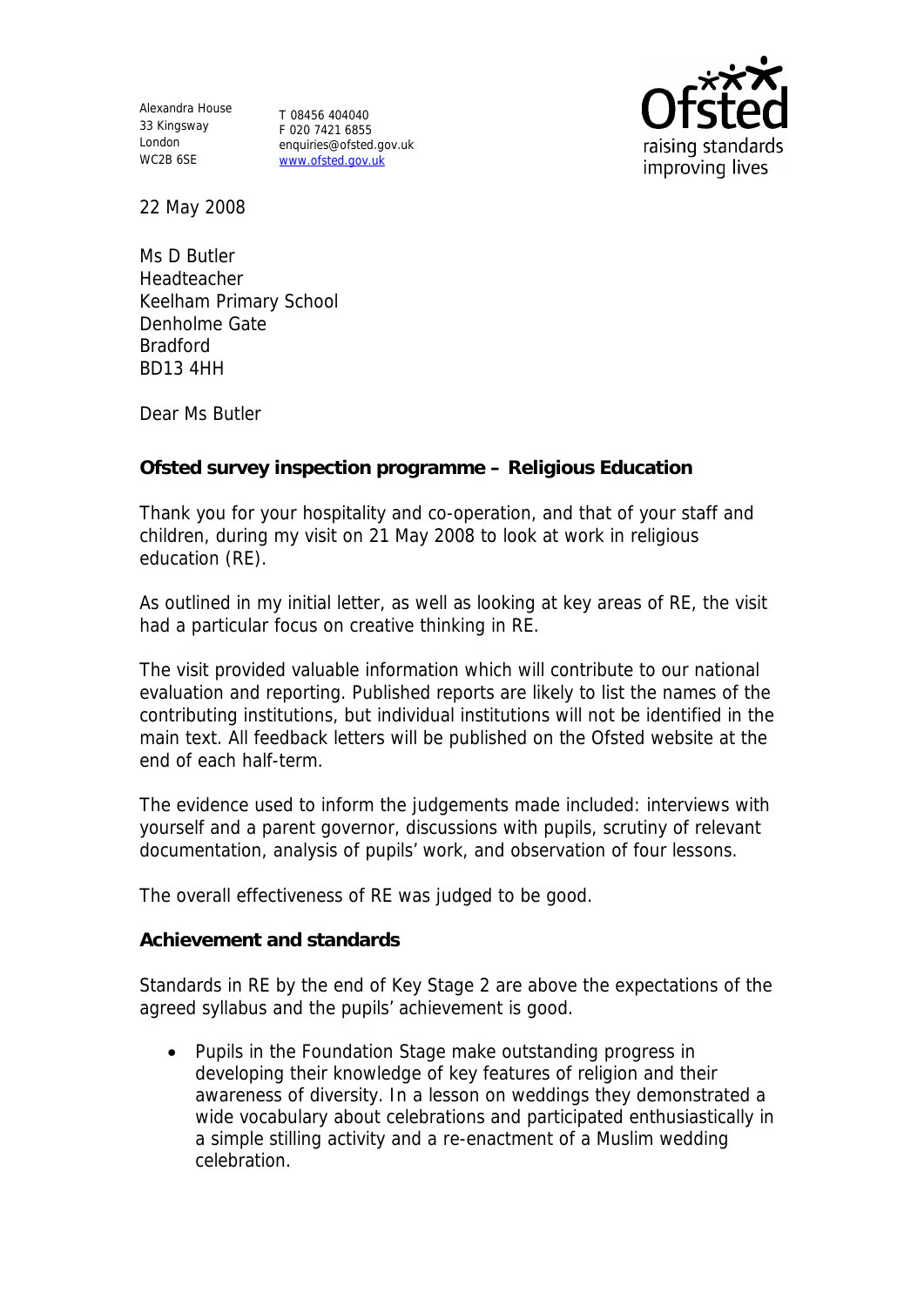Alexandra House
33 Kingsway
London
WC2B 6SE

T 08456 404040
F 020 7421 6855
enquiries@ofsted.gov.uk
www.ofsted.gov.uk

22 May 2008

Ms D Butler
Headteacher
Keelham Primary School
Denholme Gate
Bradford
BD13 4HH

Dear Ms Butler

**Ofsted survey inspection programme – Religious Education**

Thank you for your hospitality and co-operation, and that of your staff and children, during my visit on 21 May 2008 to look at work in religious education (RE).

As outlined in my initial letter, as well as looking at key areas of RE, the visit had a particular focus on creative thinking in RE.

The visit provided valuable information which will contribute to our national evaluation and reporting. Published reports are likely to list the names of the contributing institutions, but individual institutions will not be identified in the main text. All feedback letters will be published on the Ofsted website at the end of each half-term.

The evidence used to inform the judgements made included: interviews with yourself and a parent governor, discussions with pupils, scrutiny of relevant documentation, analysis of pupils' work, and observation of four lessons.

The overall effectiveness of RE was judged to be good.

**Achievement and standards**

Standards in RE by the end of Key Stage 2 are above the expectations of the agreed syllabus and the pupils' achievement is good.

- Pupils in the Foundation Stage make outstanding progress in developing their knowledge of key features of religion and their awareness of diversity. In a lesson on weddings they demonstrated a wide vocabulary about celebrations and participated enthusiastically in a simple stilling activity and a re-enactment of a Muslim wedding celebration.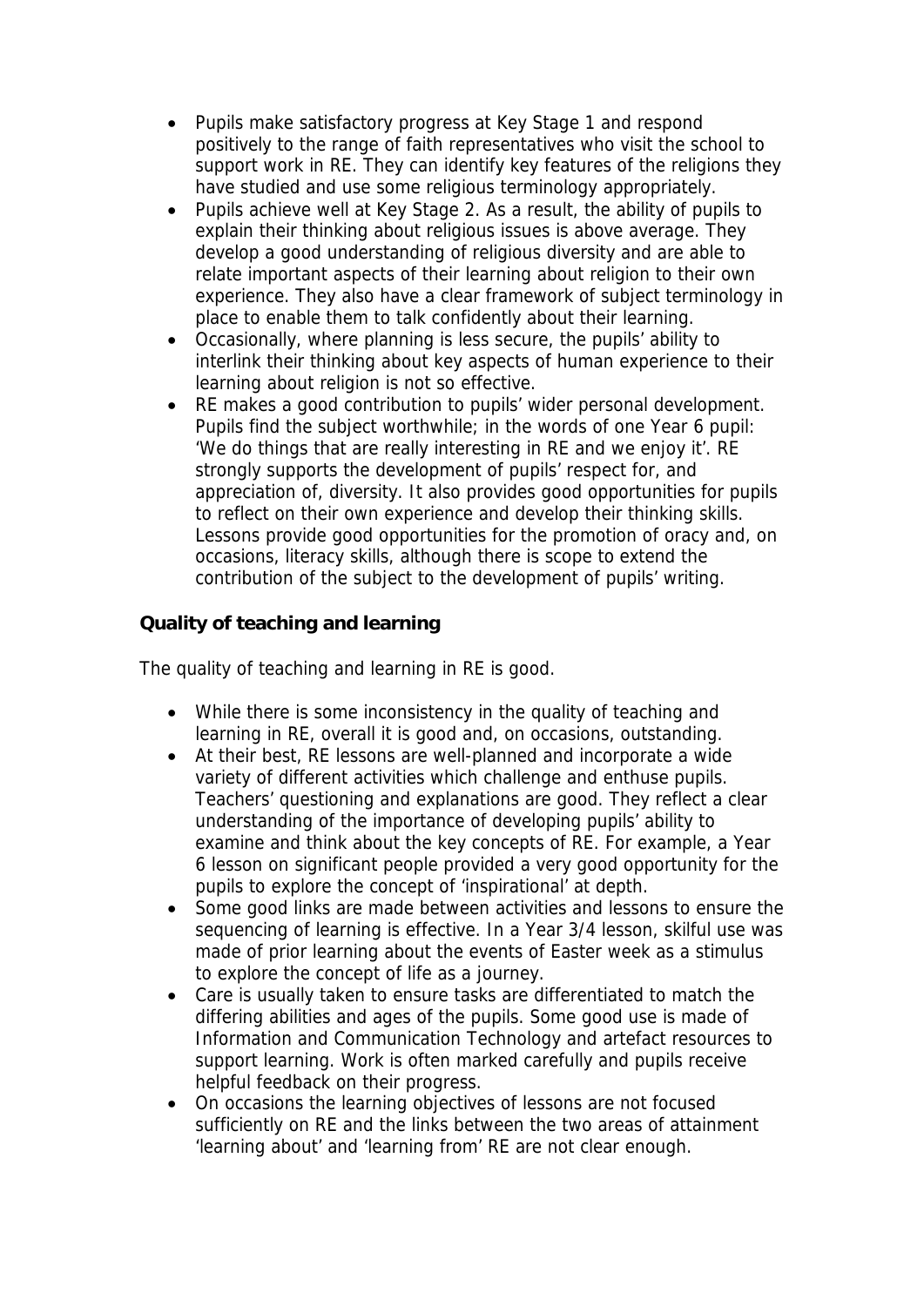- Pupils make satisfactory progress at Key Stage 1 and respond positively to the range of faith representatives who visit the school to support work in RE. They can identify key features of the religions they have studied and use some religious terminology appropriately.
- Pupils achieve well at Key Stage 2. As a result, the ability of pupils to explain their thinking about religious issues is above average. They develop a good understanding of religious diversity and are able to relate important aspects of their learning about religion to their own experience. They also have a clear framework of subject terminology in place to enable them to talk confidently about their learning.
- Occasionally, where planning is less secure, the pupils' ability to interlink their thinking about key aspects of human experience to their learning about religion is not so effective.
- RE makes a good contribution to pupils' wider personal development. Pupils find the subject worthwhile; in the words of one Year 6 pupil: 'We do things that are really interesting in RE and we enjoy it'. RE strongly supports the development of pupils' respect for, and appreciation of, diversity. It also provides good opportunities for pupils to reflect on their own experience and develop their thinking skills. Lessons provide good opportunities for the promotion of oracy and, on occasions, literacy skills, although there is scope to extend the contribution of the subject to the development of pupils' writing.

**Quality of teaching and learning**

The quality of teaching and learning in RE is good.

- While there is some inconsistency in the quality of teaching and learning in RE, overall it is good and, on occasions, outstanding.
- At their best, RE lessons are well-planned and incorporate a wide variety of different activities which challenge and enthuse pupils. Teachers' questioning and explanations are good. They reflect a clear understanding of the importance of developing pupils' ability to examine and think about the key concepts of RE. For example, a Year 6 lesson on significant people provided a very good opportunity for the pupils to explore the concept of 'inspirational' at depth.
- Some good links are made between activities and lessons to ensure the sequencing of learning is effective. In a Year 3/4 lesson, skilful use was made of prior learning about the events of Easter week as a stimulus to explore the concept of life as a journey.
- Care is usually taken to ensure tasks are differentiated to match the differing abilities and ages of the pupils. Some good use is made of Information and Communication Technology and artefact resources to support learning. Work is often marked carefully and pupils receive helpful feedback on their progress.
- On occasions the learning objectives of lessons are not focused sufficiently on RE and the links between the two areas of attainment 'learning about' and 'learning from' RE are not clear enough.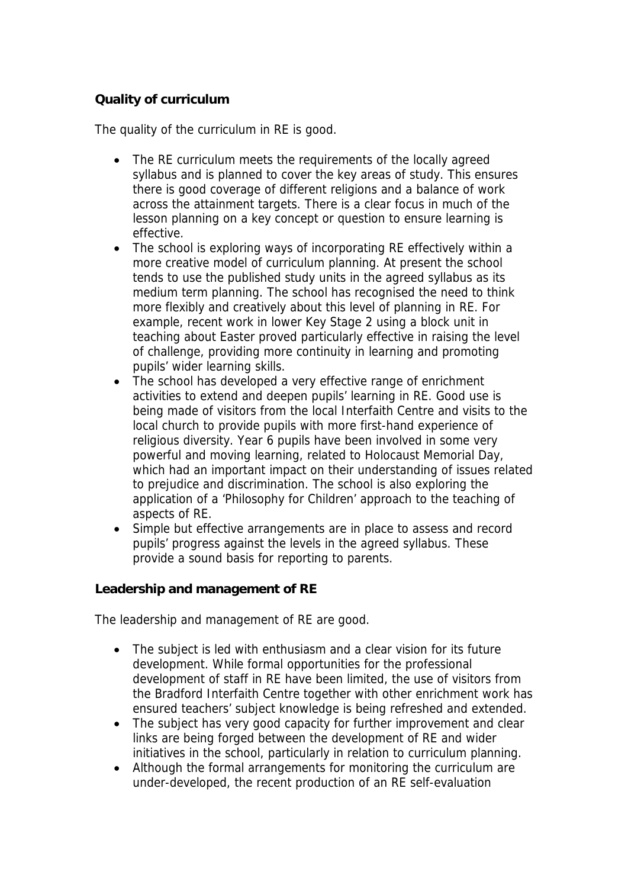**Quality of curriculum**

The quality of the curriculum in RE is good.

- The RE curriculum meets the requirements of the locally agreed syllabus and is planned to cover the key areas of study. This ensures there is good coverage of different religions and a balance of work across the attainment targets. There is a clear focus in much of the lesson planning on a key concept or question to ensure learning is effective.
- The school is exploring ways of incorporating RE effectively within a more creative model of curriculum planning. At present the school tends to use the published study units in the agreed syllabus as its medium term planning. The school has recognised the need to think more flexibly and creatively about this level of planning in RE. For example, recent work in lower Key Stage 2 using a block unit in teaching about Easter proved particularly effective in raising the level of challenge, providing more continuity in learning and promoting pupils' wider learning skills.
- The school has developed a very effective range of enrichment activities to extend and deepen pupils' learning in RE. Good use is being made of visitors from the local Interfaith Centre and visits to the local church to provide pupils with more first-hand experience of religious diversity. Year 6 pupils have been involved in some very powerful and moving learning, related to Holocaust Memorial Day, which had an important impact on their understanding of issues related to prejudice and discrimination. The school is also exploring the application of a 'Philosophy for Children' approach to the teaching of aspects of RE.
- Simple but effective arrangements are in place to assess and record pupils' progress against the levels in the agreed syllabus. These provide a sound basis for reporting to parents.

**Leadership and management of RE**

The leadership and management of RE are good.

- The subject is led with enthusiasm and a clear vision for its future development. While formal opportunities for the professional development of staff in RE have been limited, the use of visitors from the Bradford Interfaith Centre together with other enrichment work has ensured teachers' subject knowledge is being refreshed and extended.
- The subject has very good capacity for further improvement and clear links are being forged between the development of RE and wider initiatives in the school, particularly in relation to curriculum planning.
- Although the formal arrangements for monitoring the curriculum are under-developed, the recent production of an RE self-evaluation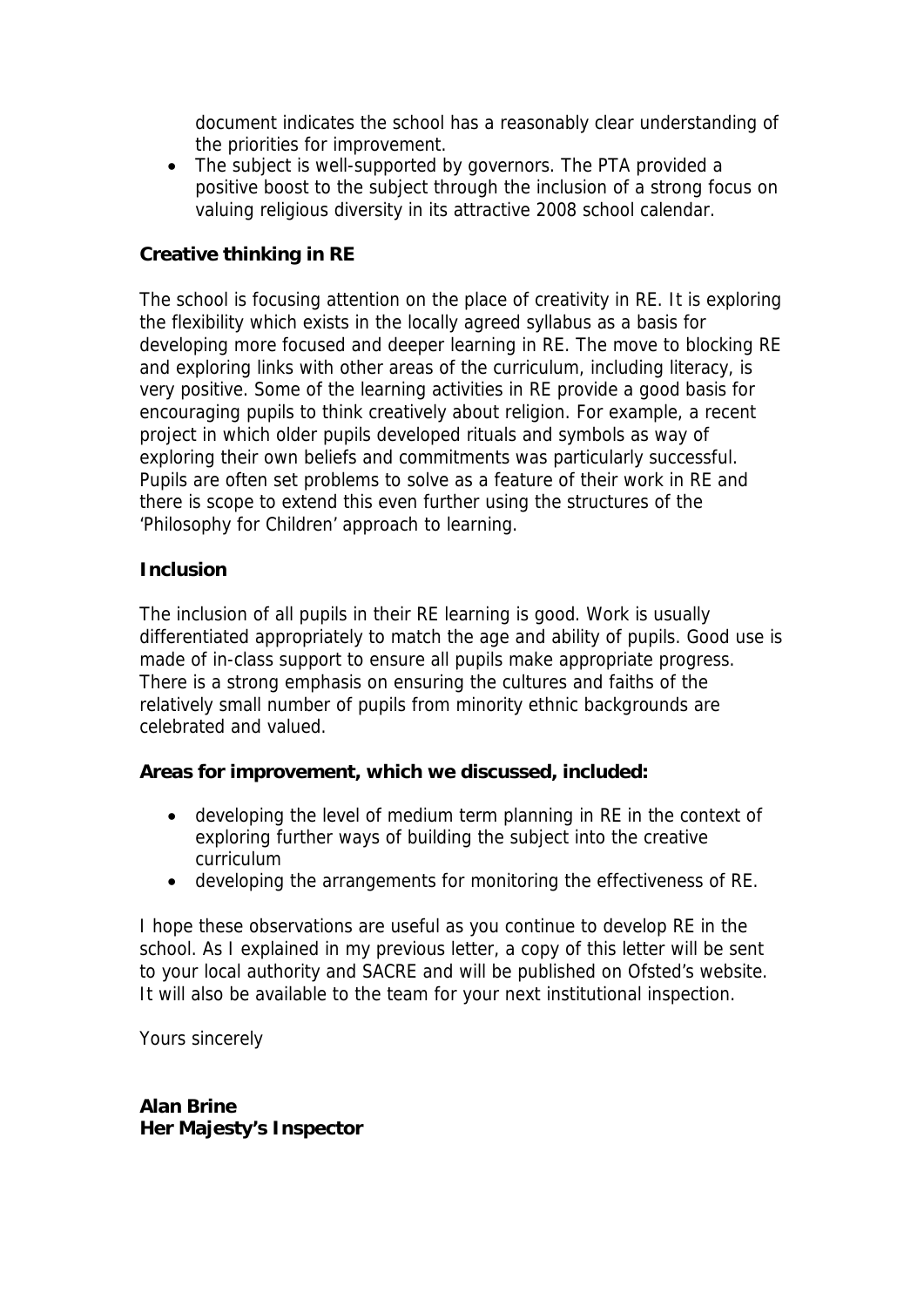document indicates the school has a reasonably clear understanding of the priorities for improvement.

- The subject is well-supported by governors. The PTA provided a positive boost to the subject through the inclusion of a strong focus on valuing religious diversity in its attractive 2008 school calendar.

**Creative thinking in RE**

The school is focusing attention on the place of creativity in RE. It is exploring the flexibility which exists in the locally agreed syllabus as a basis for developing more focused and deeper learning in RE. The move to blocking RE and exploring links with other areas of the curriculum, including literacy, is very positive. Some of the learning activities in RE provide a good basis for encouraging pupils to think creatively about religion. For example, a recent project in which older pupils developed rituals and symbols as way of exploring their own beliefs and commitments was particularly successful. Pupils are often set problems to solve as a feature of their work in RE and there is scope to extend this even further using the structures of the 'Philosophy for Children' approach to learning.

**Inclusion**

The inclusion of all pupils in their RE learning is good. Work is usually differentiated appropriately to match the age and ability of pupils. Good use is made of in-class support to ensure all pupils make appropriate progress. There is a strong emphasis on ensuring the cultures and faiths of the relatively small number of pupils from minority ethnic backgrounds are celebrated and valued.

**Areas for improvement, which we discussed, included:**

- developing the level of medium term planning in RE in the context of exploring further ways of building the subject into the creative curriculum
- developing the arrangements for monitoring the effectiveness of RE.

I hope these observations are useful as you continue to develop RE in the school. As I explained in my previous letter, a copy of this letter will be sent to your local authority and SACRE and will be published on Ofsted's website. It will also be available to the team for your next institutional inspection.

Yours sincerely

**Alan Brine**
**Her Majesty's Inspector**